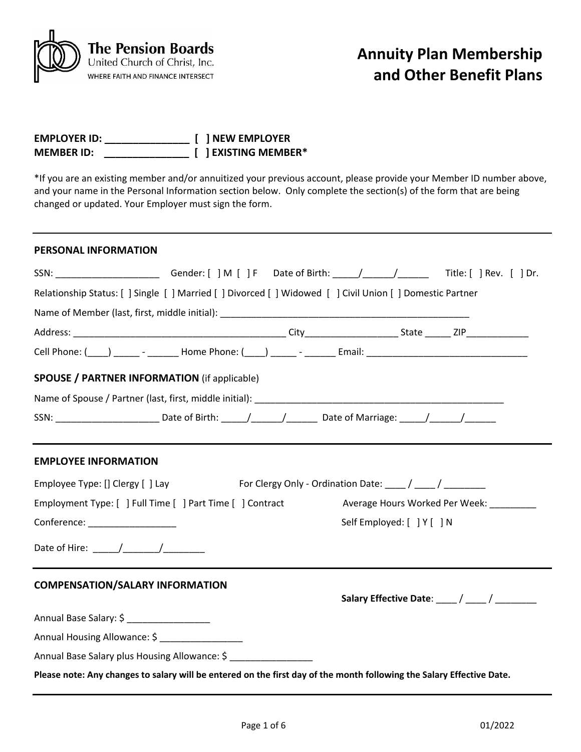The Pension Boards
United Church of Christ, Inc.
WHERE FAITH AND FINANCE INTERSECT

# Annuity Plan Membership and Other Benefit Plans

**EMPLOYER ID: _______________ [ ] NEW EMPLOYER**
**MEMBER ID: _______________ [ ] EXISTING MEMBER***

*If you are an existing member and/or annuitized your previous account, please provide your Member ID number above, and your name in the Personal Information section below. Only complete the section(s) of the form that are being changed or updated. Your Employer must sign the form.

---

## PERSONAL INFORMATION

SSN: ____________________ Gender: [ ] M [ ] F Date of Birth: _____/______/______ Title: [ ] Rev. [ ] Dr.

Relationship Status: [ ] Single [ ] Married [ ] Divorced [ ] Widowed [ ] Civil Union [ ] Domestic Partner

Name of Member (last, first, middle initial): __________________________________________________

Address: __________________________________________ City__________________ State _____ ZIP____________

Cell Phone: (____) _____ - ______ Home Phone: (____) _____ - ______ Email: _______________________________

## SPOUSE / PARTNER INFORMATION (if applicable)

Name of Spouse / Partner (last, first, middle initial): ___________________________________________________

SSN: ____________________ Date of Birth: _____/______/______ Date of Marriage: _____/______/______

---

## EMPLOYEE INFORMATION

Employee Type: [] Clergy [ ] Lay For Clergy Only - Ordination Date: ____ / ____ / ________

Employment Type: [ ] Full Time [ ] Part Time [ ] Contract Average Hours Worked Per Week: _________

Conference: _________________ Self Employed: [ ] Y [ ] N

Date of Hire: _____/_______/________

---

## COMPENSATION/SALARY INFORMATION

**Salary Effective Date**: ____ / ____ / ________

Annual Base Salary: $ ________________

Annual Housing Allowance: $ ________________

Annual Base Salary plus Housing Allowance: $ ________________

**Please note: Any changes to salary will be entered on the first day of the month following the Salary Effective Date.**

01/2022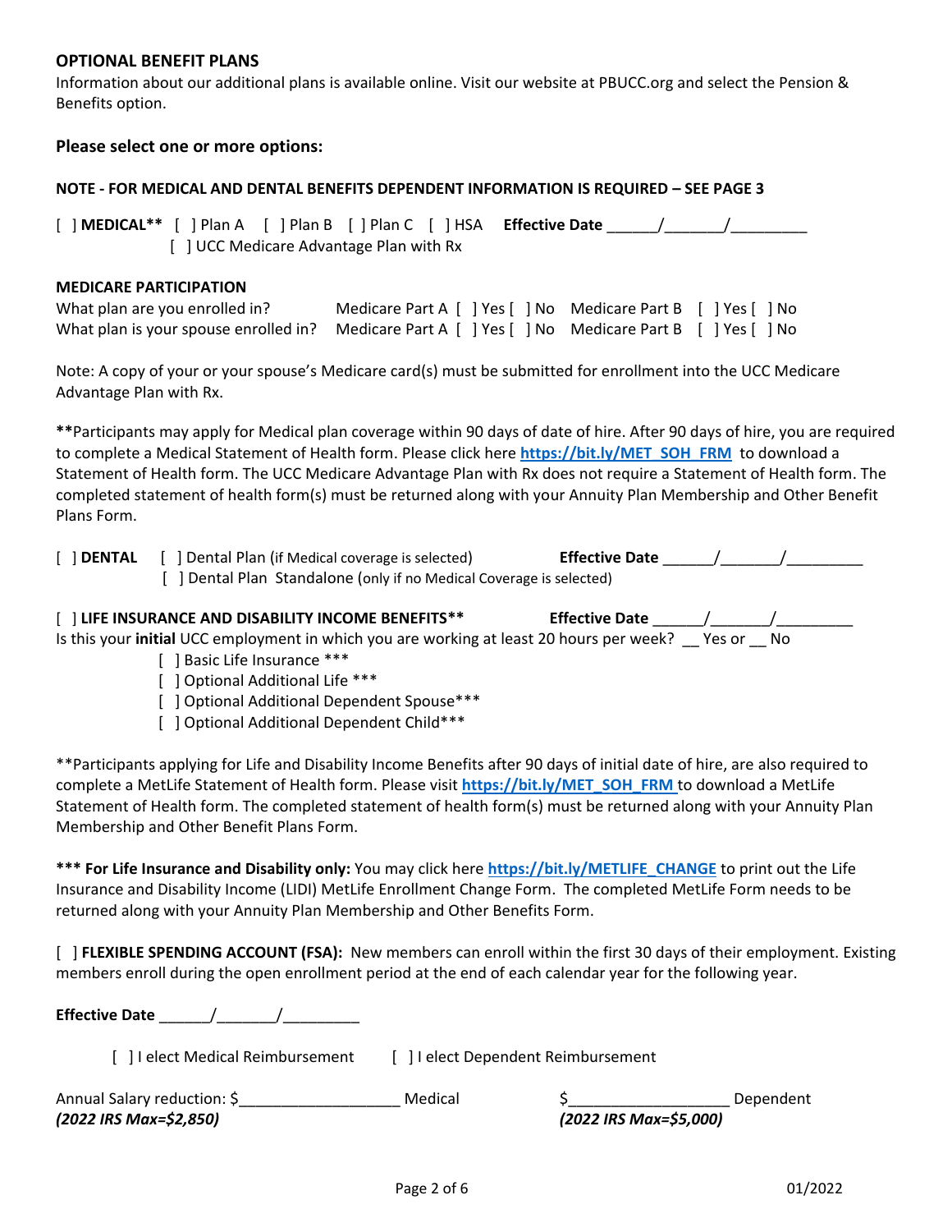## OPTIONAL BENEFIT PLANS

Information about our additional plans is available online. Visit our website at PBUCC.org and select the Pension & Benefits option.

### Please select one or more options:

**NOTE - FOR MEDICAL AND DENTAL BENEFITS DEPENDENT INFORMATION IS REQUIRED – SEE PAGE 3**

[ ] **MEDICAL**** [ ] Plan A [ ] Plan B [ ] Plan C [ ] HSA **Effective Date** ______/_______/_________
[ ] UCC Medicare Advantage Plan with Rx

**MEDICARE PARTICIPATION**

What plan are you enrolled in? Medicare Part A [ ] Yes [ ] No Medicare Part B [ ] Yes [ ] No
What plan is your spouse enrolled in? Medicare Part A [ ] Yes [ ] No Medicare Part B [ ] Yes [ ] No

Note: A copy of your or your spouse's Medicare card(s) must be submitted for enrollment into the UCC Medicare Advantage Plan with Rx.

**Participants may apply for Medical plan coverage within 90 days of date of hire. After 90 days of hire, you are required to complete a Medical Statement of Health form. Please click here **https://bit.ly/MET_SOH_FRM** to download a Statement of Health form. The UCC Medicare Advantage Plan with Rx does not require a Statement of Health form. The completed statement of health form(s) must be returned along with your Annuity Plan Membership and Other Benefit Plans Form.

[ ] **DENTAL** [ ] Dental Plan (if Medical coverage is selected) **Effective Date** ______/_______/_________
[ ] Dental Plan Standalone (only if no Medical Coverage is selected)

[ ] **LIFE INSURANCE AND DISABILITY INCOME BENEFITS**** **Effective Date** ______/_______/_________
Is this your **initial** UCC employment in which you are working at least 20 hours per week? __ Yes or __ No

- [ ] Basic Life Insurance ***
- [ ] Optional Additional Life ***
- [ ] Optional Additional Dependent Spouse***
- [ ] Optional Additional Dependent Child***

**Participants applying for Life and Disability Income Benefits after 90 days of initial date of hire, are also required to complete a MetLife Statement of Health form. Please visit **https://bit.ly/MET_SOH_FRM** to download a MetLife Statement of Health form. The completed statement of health form(s) must be returned along with your Annuity Plan Membership and Other Benefit Plans Form.

***** For Life Insurance and Disability only:** You may click here **https://bit.ly/METLIFE_CHANGE** to print out the Life Insurance and Disability Income (LIDI) MetLife Enrollment Change Form. The completed MetLife Form needs to be returned along with your Annuity Plan Membership and Other Benefits Form.

[ ] **FLEXIBLE SPENDING ACCOUNT (FSA):** New members can enroll within the first 30 days of their employment. Existing members enroll during the open enrollment period at the end of each calendar year for the following year.

**Effective Date** ______/_______/_________

[ ] I elect Medical Reimbursement [ ] I elect Dependent Reimbursement

Annual Salary reduction: $___________________ Medical $___________________ Dependent
*(2022 IRS Max=$2,850)* *(2022 IRS Max=$5,000)*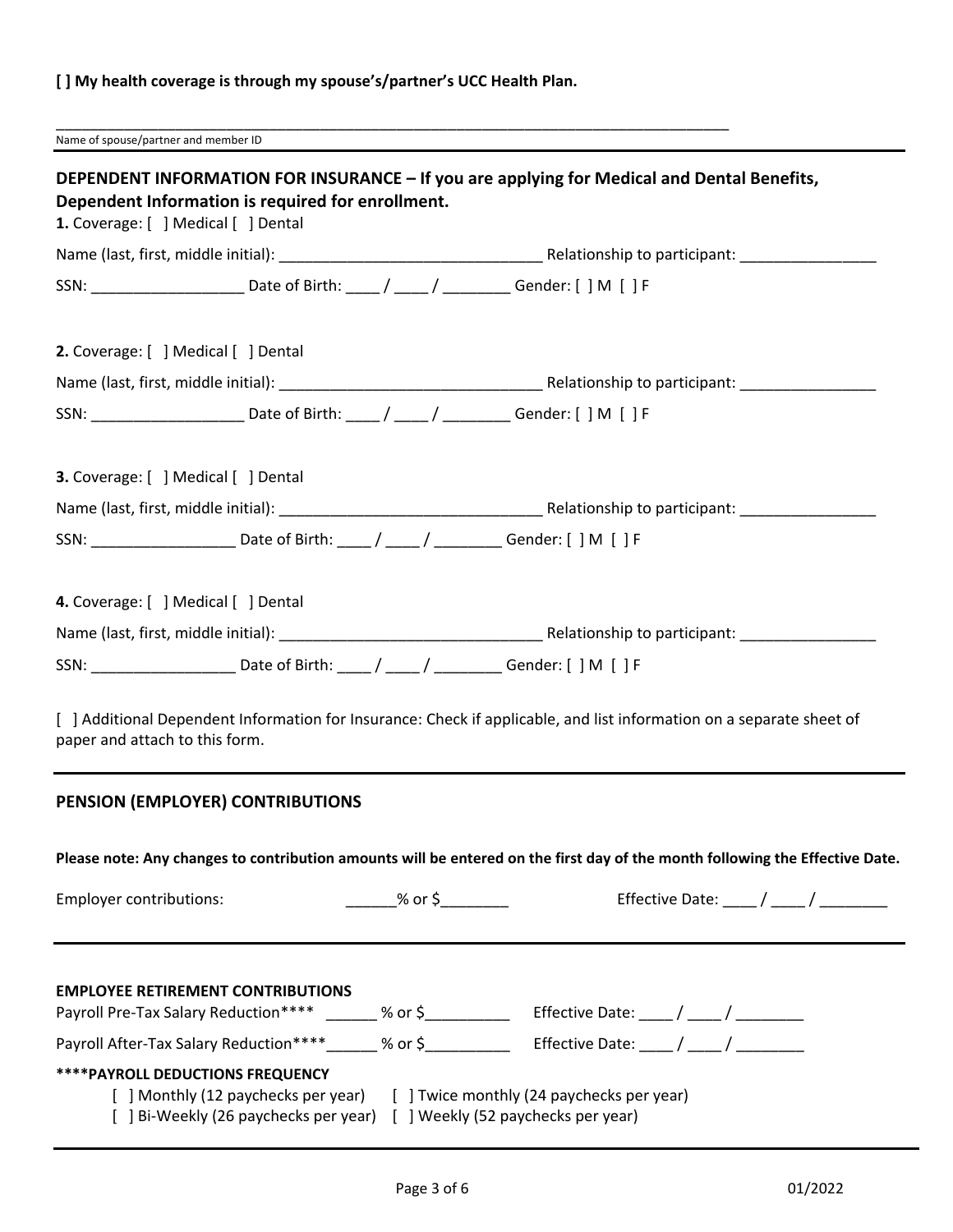**[ ] My health coverage is through my spouse's/partner's UCC Health Plan.**

_______________________________________________________________________________________
Name of spouse/partner and member ID

---

**DEPENDENT INFORMATION FOR INSURANCE – If you are applying for Medical and Dental Benefits, Dependent Information is required for enrollment.**

**1.** Coverage: [ ] Medical [ ] Dental

Name (last, first, middle initial): _______________________________ Relationship to participant: ________________

SSN: __________________ Date of Birth: ____ / ____ / ________ Gender: [ ] M [ ] F

**2.** Coverage: [ ] Medical [ ] Dental

Name (last, first, middle initial): _______________________________ Relationship to participant: ________________

SSN: __________________ Date of Birth: ____ / ____ / ________ Gender: [ ] M [ ] F

**3.** Coverage: [ ] Medical [ ] Dental

Name (last, first, middle initial): _______________________________ Relationship to participant: ________________

SSN: _________________ Date of Birth: ____ / ____ / ________ Gender: [ ] M [ ] F

**4.** Coverage: [ ] Medical [ ] Dental

Name (last, first, middle initial): _______________________________ Relationship to participant: ________________

SSN: _________________ Date of Birth: ____ / ____ / ________ Gender: [ ] M [ ] F

[ ] Additional Dependent Information for Insurance: Check if applicable, and list information on a separate sheet of paper and attach to this form.

---

**PENSION (EMPLOYER) CONTRIBUTIONS**

**Please note: Any changes to contribution amounts will be entered on the first day of the month following the Effective Date.**

Employer contributions: ______% or $________ Effective Date: ____ / ____ / ________

---

**EMPLOYEE RETIREMENT CONTRIBUTIONS**

Payroll Pre-Tax Salary Reduction**** ______ % or $__________ Effective Date: ____ / ____ / ________

Payroll After-Tax Salary Reduction****______ % or $__________ Effective Date: ____ / ____ / ________

**\*\*\*\*PAYROLL DEDUCTIONS FREQUENCY**

[ ] Monthly (12 paychecks per year) [ ] Twice monthly (24 paychecks per year)
[ ] Bi-Weekly (26 paychecks per year) [ ] Weekly (52 paychecks per year)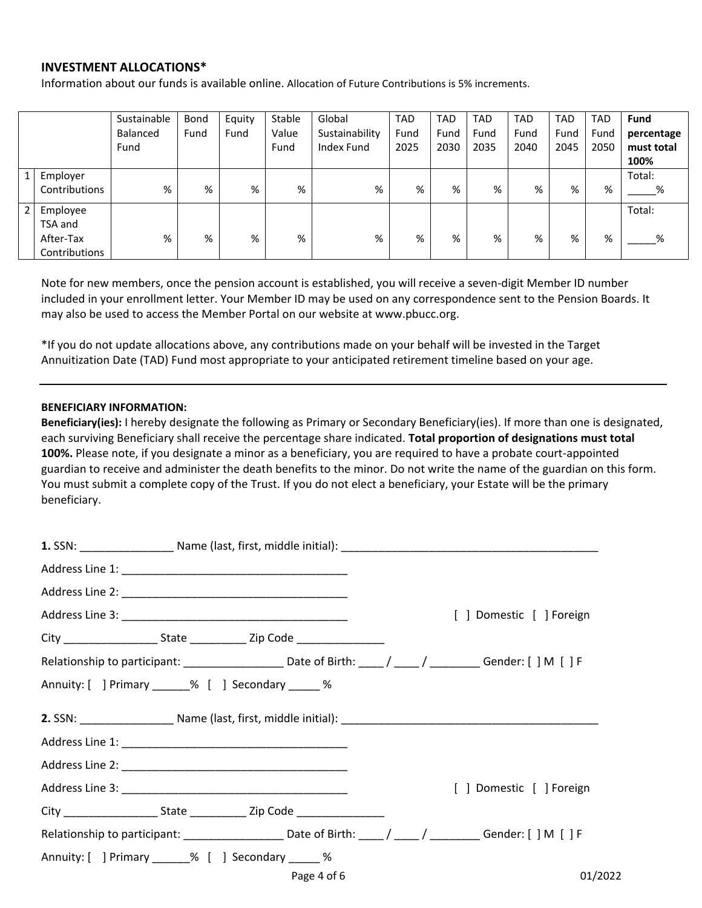### INVESTMENT ALLOCATIONS*

Information about our funds is available online. Allocation of Future Contributions is 5% increments.

| | Sustainable Balanced Fund | Bond Fund | Equity Fund | Stable Value Fund | Global Sustainability Index Fund | TAD Fund 2025 | TAD Fund 2030 | TAD Fund 2035 | TAD Fund 2040 | TAD Fund 2045 | TAD Fund 2050 | **Fund percentage must total 100%** |
|---|---|---|---|---|---|---|---|---|---|---|---|---|
| 1 Employer Contributions | % | % | % | % | % | % | % | % | % | % | % | Total: _____% |
| 2 Employee TSA and After-Tax Contributions | % | % | % | % | % | % | % | % | % | % | % | Total: _____% |

Note for new members, once the pension account is established, you will receive a seven-digit Member ID number included in your enrollment letter. Your Member ID may be used on any correspondence sent to the Pension Boards. It may also be used to access the Member Portal on our website at www.pbucc.org.

*If you do not update allocations above, any contributions made on your behalf will be invested in the Target Annuitization Date (TAD) Fund most appropriate to your anticipated retirement timeline based on your age.

---

**BENEFICIARY INFORMATION:**

**Beneficiary(ies):** I hereby designate the following as Primary or Secondary Beneficiary(ies). If more than one is designated, each surviving Beneficiary shall receive the percentage share indicated. **Total proportion of designations must total 100%.** Please note, if you designate a minor as a beneficiary, you are required to have a probate court-appointed guardian to receive and administer the death benefits to the minor. Do not write the name of the guardian on this form. You must submit a complete copy of the Trust. If you do not elect a beneficiary, your Estate will be the primary beneficiary.

**1.** SSN: _______________ Name (last, first, middle initial): __________________________________________

Address Line 1: _____________________________________

Address Line 2: _____________________________________

Address Line 3: _____________________________________ [ ] Domestic [ ] Foreign

City _______________ State _________ Zip Code ______________

Relationship to participant: ________________ Date of Birth: ____ / ____ / ________ Gender: [ ] M [ ] F

Annuity: [ ] Primary ______% [ ] Secondary _____ %

**2.** SSN: _______________ Name (last, first, middle initial): __________________________________________

Address Line 1: _____________________________________

Address Line 2: _____________________________________

Address Line 3: _____________________________________ [ ] Domestic [ ] Foreign

City _______________ State _________ Zip Code ______________

Relationship to participant: ________________ Date of Birth: ____ / ____ / ________ Gender: [ ] M [ ] F

Annuity: [ ] Primary ______% [ ] Secondary _____ %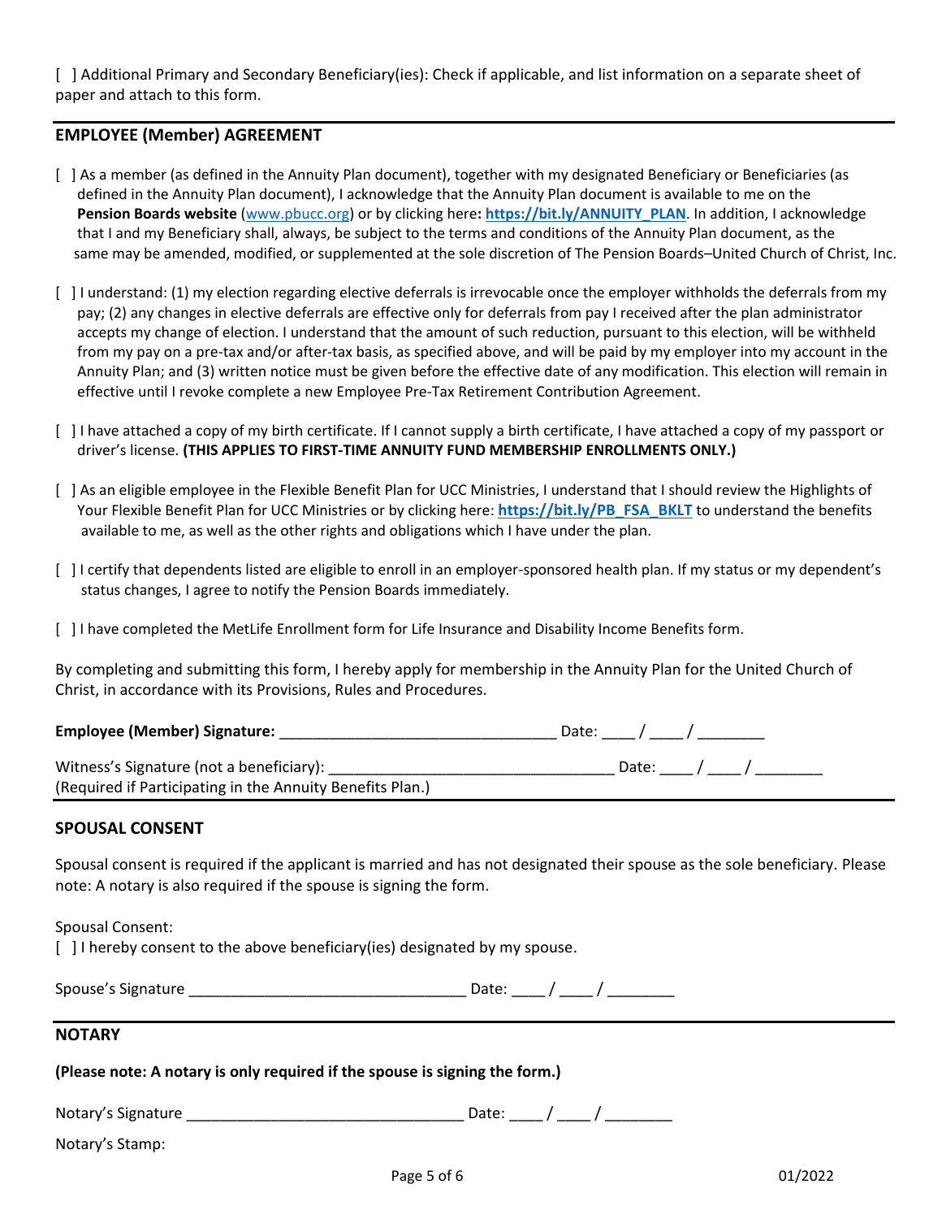[ ] Additional Primary and Secondary Beneficiary(ies): Check if applicable, and list information on a separate sheet of paper and attach to this form.

## EMPLOYEE (Member) AGREEMENT

[ ] As a member (as defined in the Annuity Plan document), together with my designated Beneficiary or Beneficiaries (as defined in the Annuity Plan document), I acknowledge that the Annuity Plan document is available to me on the **Pension Boards website** (www.pbucc.org) or by clicking here**:** **https://bit.ly/ANNUITY_PLAN**. In addition, I acknowledge that I and my Beneficiary shall, always, be subject to the terms and conditions of the Annuity Plan document, as the same may be amended, modified, or supplemented at the sole discretion of The Pension Boards–United Church of Christ, Inc.

[ ] I understand: (1) my election regarding elective deferrals is irrevocable once the employer withholds the deferrals from my pay; (2) any changes in elective deferrals are effective only for deferrals from pay I received after the plan administrator accepts my change of election. I understand that the amount of such reduction, pursuant to this election, will be withheld from my pay on a pre-tax and/or after-tax basis, as specified above, and will be paid by my employer into my account in the Annuity Plan; and (3) written notice must be given before the effective date of any modification. This election will remain in effective until I revoke complete a new Employee Pre-Tax Retirement Contribution Agreement.

[ ] I have attached a copy of my birth certificate. If I cannot supply a birth certificate, I have attached a copy of my passport or driver's license. **(THIS APPLIES TO FIRST-TIME ANNUITY FUND MEMBERSHIP ENROLLMENTS ONLY.)**

[ ] As an eligible employee in the Flexible Benefit Plan for UCC Ministries, I understand that I should review the Highlights of Your Flexible Benefit Plan for UCC Ministries or by clicking here: **https://bit.ly/PB_FSA_BKLT** to understand the benefits available to me, as well as the other rights and obligations which I have under the plan.

[ ] I certify that dependents listed are eligible to enroll in an employer-sponsored health plan. If my status or my dependent's status changes, I agree to notify the Pension Boards immediately.

[ ] I have completed the MetLife Enrollment form for Life Insurance and Disability Income Benefits form.

By completing and submitting this form, I hereby apply for membership in the Annuity Plan for the United Church of Christ, in accordance with its Provisions, Rules and Procedures.

**Employee (Member) Signature:** ________________________________ Date: ____ / ____ / ________

Witness's Signature (not a beneficiary): ________________________________ Date: ____ / ____ / ________
(Required if Participating in the Annuity Benefits Plan.)

## SPOUSAL CONSENT

Spousal consent is required if the applicant is married and has not designated their spouse as the sole beneficiary. Please note: A notary is also required if the spouse is signing the form.

Spousal Consent:
[ ] I hereby consent to the above beneficiary(ies) designated by my spouse.

Spouse's Signature ________________________________ Date: ____ / ____ / ________

## NOTARY

**(Please note: A notary is only required if the spouse is signing the form.)**

Notary's Signature ________________________________ Date: ____ / ____ / ________

Notary's Stamp:

01/2022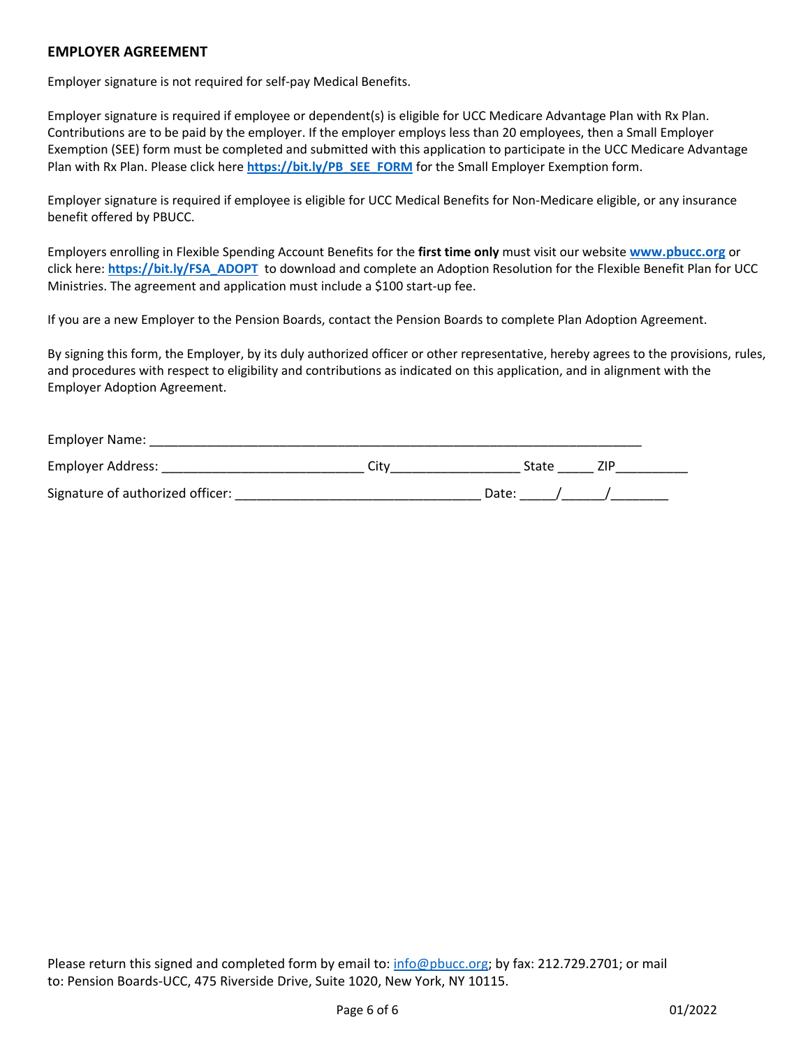## EMPLOYER AGREEMENT

Employer signature is not required for self-pay Medical Benefits.

Employer signature is required if employee or dependent(s) is eligible for UCC Medicare Advantage Plan with Rx Plan. Contributions are to be paid by the employer. If the employer employs less than 20 employees, then a Small Employer Exemption (SEE) form must be completed and submitted with this application to participate in the UCC Medicare Advantage Plan with Rx Plan. Please click here **https://bit.ly/PB_SEE_FORM** for the Small Employer Exemption form.

Employer signature is required if employee is eligible for UCC Medical Benefits for Non-Medicare eligible, or any insurance benefit offered by PBUCC.

Employers enrolling in Flexible Spending Account Benefits for the **first time only** must visit our website **www.pbucc.org** or click here: **https://bit.ly/FSA_ADOPT** to download and complete an Adoption Resolution for the Flexible Benefit Plan for UCC Ministries. The agreement and application must include a $100 start-up fee.

If you are a new Employer to the Pension Boards, contact the Pension Boards to complete Plan Adoption Agreement.

By signing this form, the Employer, by its duly authorized officer or other representative, hereby agrees to the provisions, rules, and procedures with respect to eligibility and contributions as indicated on this application, and in alignment with the Employer Adoption Agreement.

Employer Name: ______________________________________________________________________

Employer Address: ___________________________ City_________________ State _____ ZIP__________

Signature of authorized officer: ________________________________ Date: _____/______/________

Please return this signed and completed form by email to: info@pbucc.org; by fax: 212.729.2701; or mail to: Pension Boards-UCC, 475 Riverside Drive, Suite 1020, New York, NY 10115.

01/2022